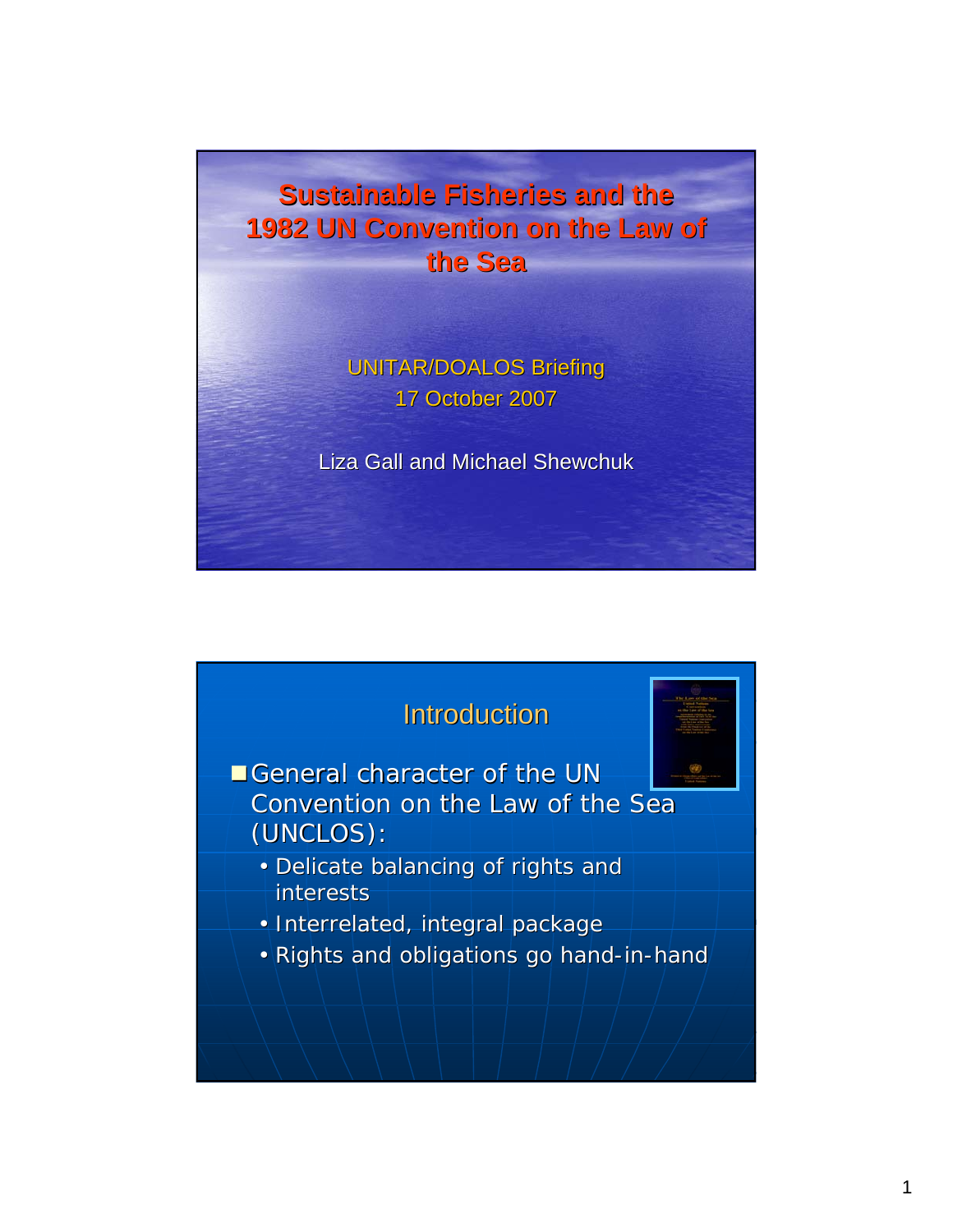# Sustainable Fisheries and the 1982 UN Convention on the Law of the Sea

UNITAR/DOALOS Briefing
17 October 2007

Liza Gall and Michael Shewchuk

## Introduction

- General character of the UN Convention on the Law of the Sea (UNCLOS):
  - Delicate balancing of rights and interests
  - Interrelated, integral package
  - Rights and obligations go hand-in-hand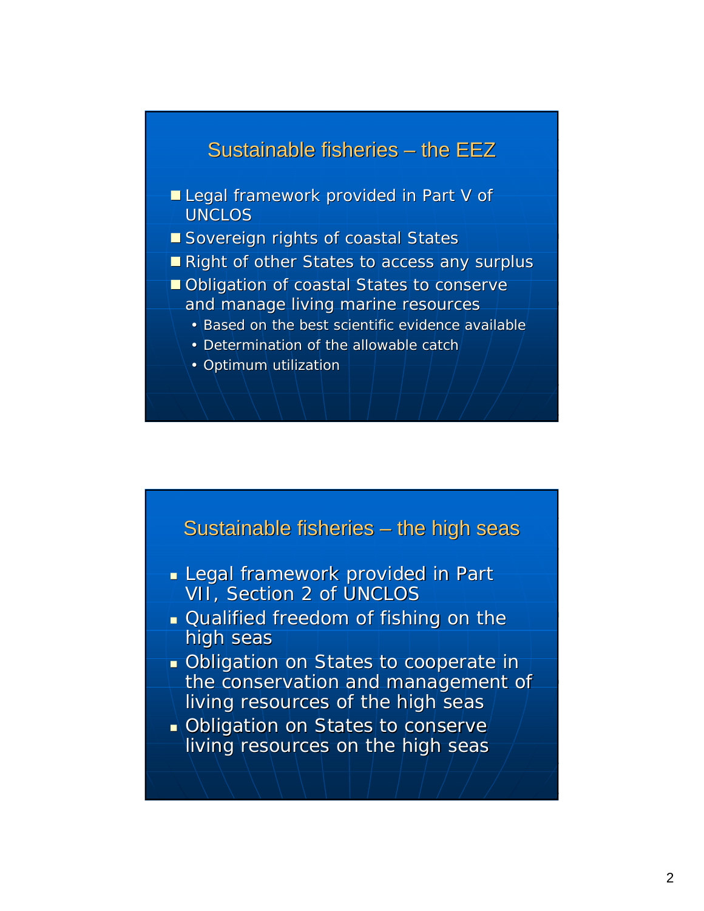## Sustainable fisheries – the EEZ

- Legal framework provided in Part V of UNCLOS
- Sovereign rights of coastal States
- Right of other States to access any surplus
- Obligation of coastal States to conserve and manage living marine resources
  - Based on the best scientific evidence available
  - Determination of the allowable catch
  - Optimum utilization

## Sustainable fisheries – the high seas

- Legal framework provided in Part VII, Section 2 of UNCLOS
- Qualified freedom of fishing on the high seas
- Obligation on States to cooperate in the conservation and management of living resources of the high seas
- Obligation on States to conserve living resources on the high seas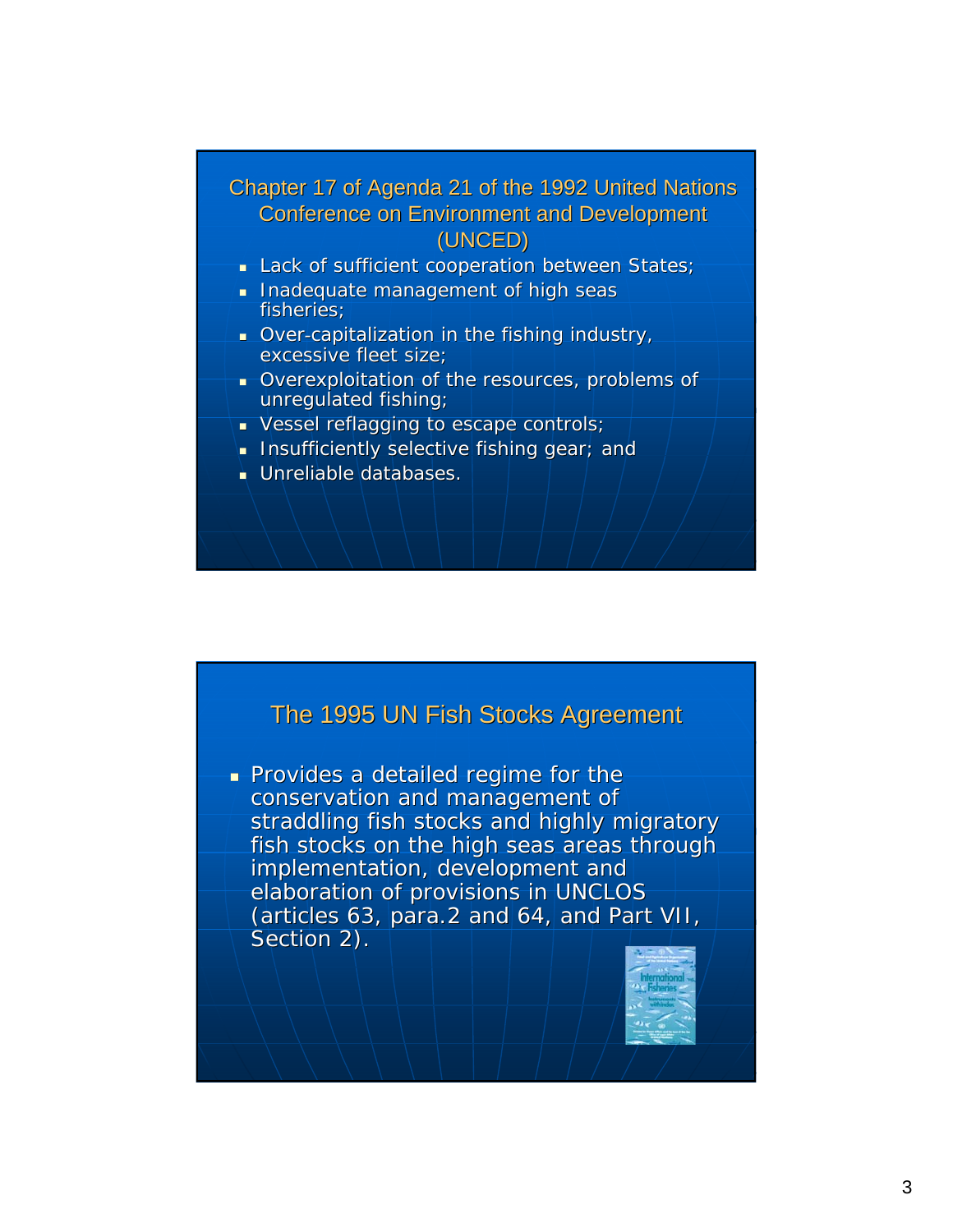## Chapter 17 of Agenda 21 of the 1992 United Nations Conference on Environment and Development (UNCED)

- Lack of sufficient cooperation between States;
- Inadequate management of high seas fisheries;
- Over-capitalization in the fishing industry, excessive fleet size;
- Overexploitation of the resources, problems of unregulated fishing;
- Vessel reflagging to escape controls;
- Insufficiently selective fishing gear; and
- Unreliable databases.

## The 1995 UN Fish Stocks Agreement

- Provides a detailed regime for the conservation and management of straddling fish stocks and highly migratory fish stocks on the high seas areas through implementation, development and elaboration of provisions in UNCLOS (articles 63, para.2 and 64, and Part VII, Section 2).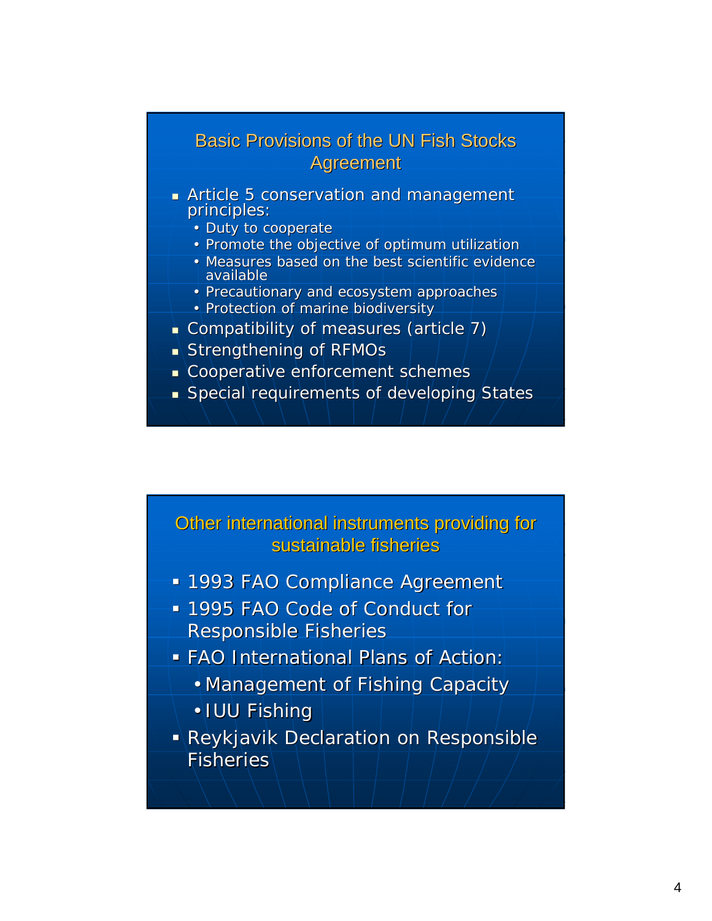## Basic Provisions of the UN Fish Stocks Agreement

- Article 5 conservation and management principles:
  - Duty to cooperate
  - Promote the objective of optimum utilization
  - Measures based on the best scientific evidence available
  - Precautionary and ecosystem approaches
  - Protection of marine biodiversity
- Compatibility of measures (article 7)
- Strengthening of RFMOs
- Cooperative enforcement schemes
- Special requirements of developing States

## Other international instruments providing for sustainable fisheries

- 1993 FAO Compliance Agreement
- 1995 FAO Code of Conduct for Responsible Fisheries
- FAO International Plans of Action:
  - Management of Fishing Capacity
  - IUU Fishing
- Reykjavik Declaration on Responsible Fisheries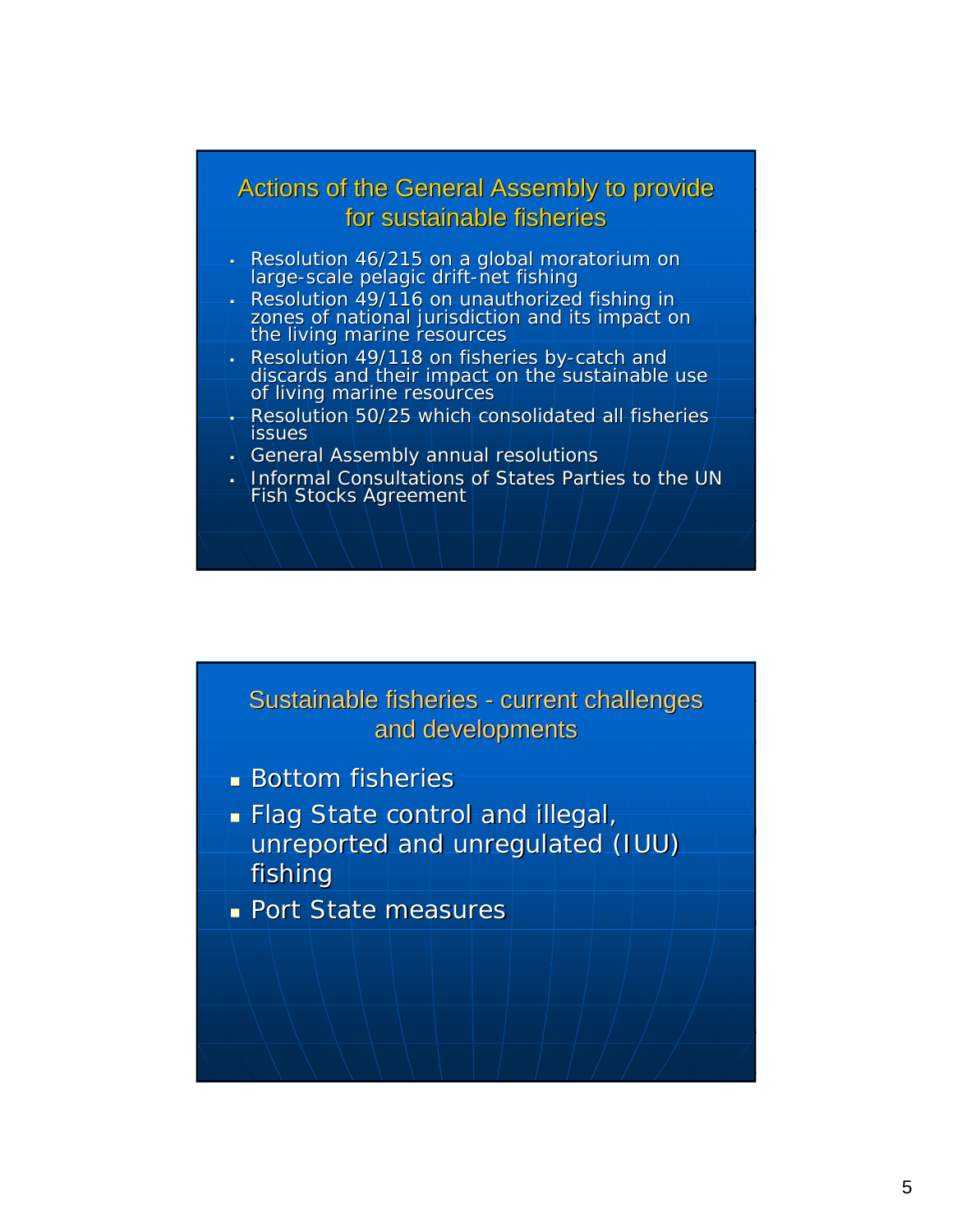## Actions of the General Assembly to provide for sustainable fisheries

- Resolution 46/215 on a global moratorium on large-scale pelagic drift-net fishing
- Resolution 49/116 on unauthorized fishing in zones of national jurisdiction and its impact on the living marine resources
- Resolution 49/118 on fisheries by-catch and discards and their impact on the sustainable use of living marine resources
- Resolution 50/25 which consolidated all fisheries issues
- General Assembly annual resolutions
- Informal Consultations of States Parties to the UN Fish Stocks Agreement

## Sustainable fisheries - current challenges and developments

- Bottom fisheries
- Flag State control and illegal, unreported and unregulated (IUU) fishing
- Port State measures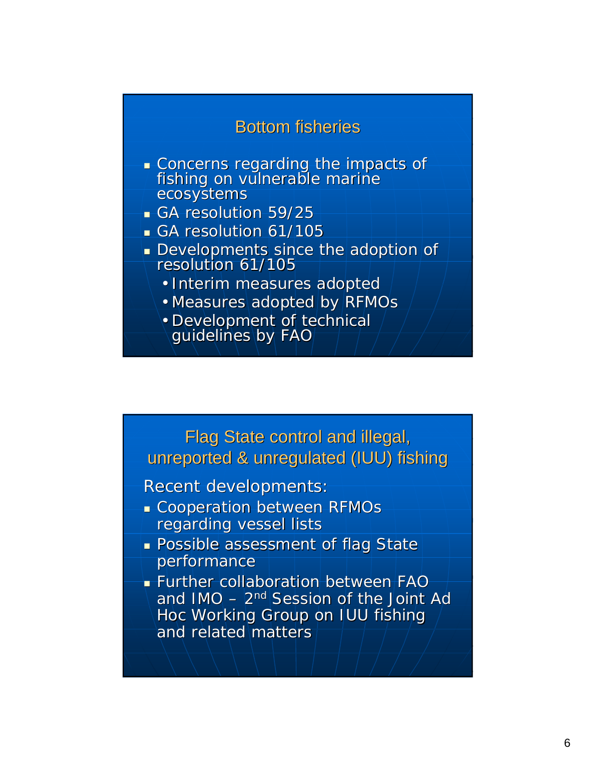## Bottom fisheries

- Concerns regarding the impacts of fishing on vulnerable marine ecosystems
- GA resolution 59/25
- GA resolution 61/105
- Developments since the adoption of resolution 61/105
  - Interim measures adopted
  - Measures adopted by RFMOs
  - Development of technical guidelines by FAO

## Flag State control and illegal, unreported & unregulated (IUU) fishing

Recent developments:

- Cooperation between RFMOs regarding vessel lists
- Possible assessment of flag State performance
- Further collaboration between FAO and IMO – 2nd Session of the Joint Ad Hoc Working Group on IUU fishing and related matters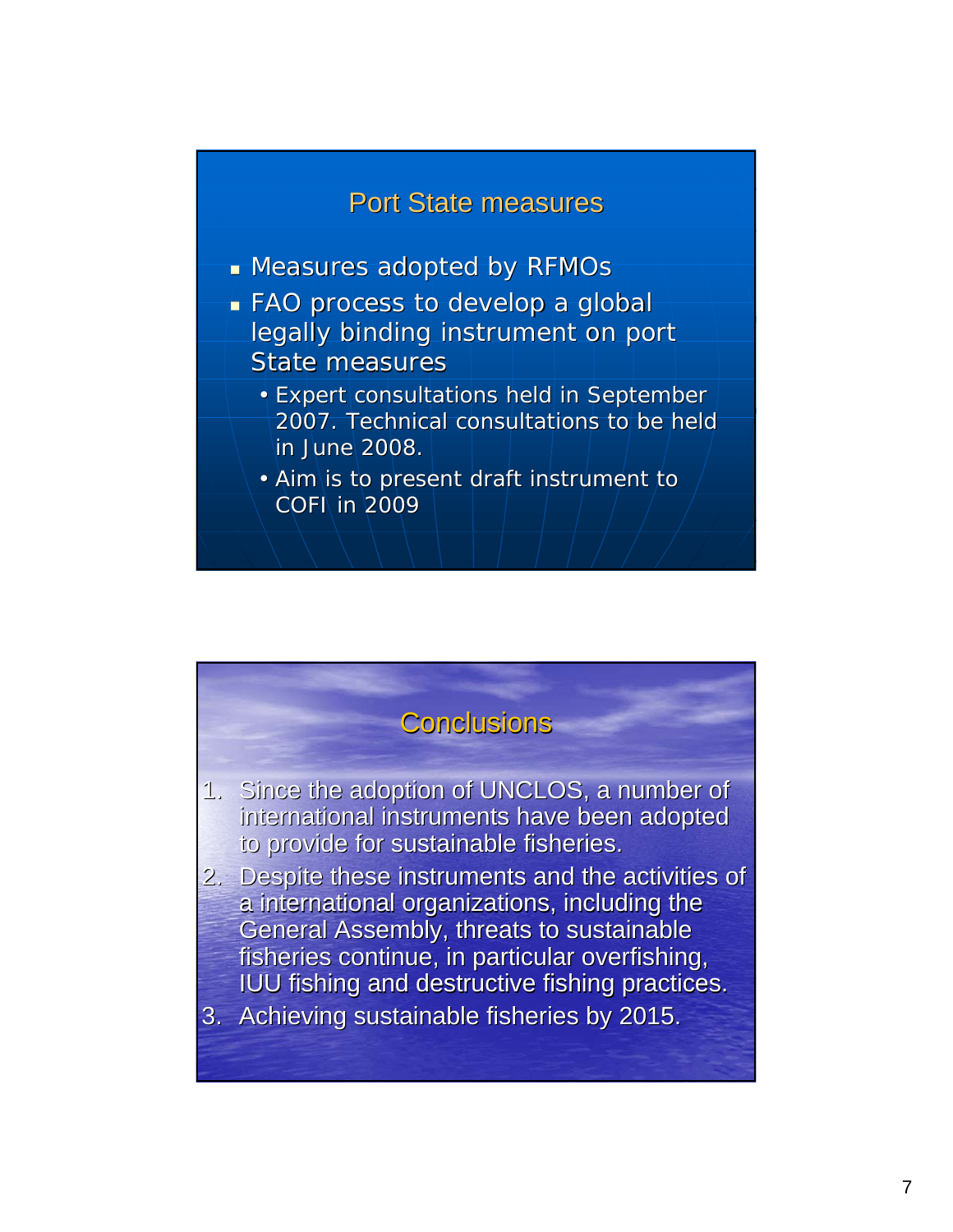## Port State measures

- Measures adopted by RFMOs
- FAO process to develop a global legally binding instrument on port State measures
  - Expert consultations held in September 2007. Technical consultations to be held in June 2008.
  - Aim is to present draft instrument to COFI in 2009

## Conclusions

1. Since the adoption of UNCLOS, a number of international instruments have been adopted to provide for sustainable fisheries.
2. Despite these instruments and the activities of a international organizations, including the General Assembly, threats to sustainable fisheries continue, in particular overfishing, IUU fishing and destructive fishing practices.
3. Achieving sustainable fisheries by 2015.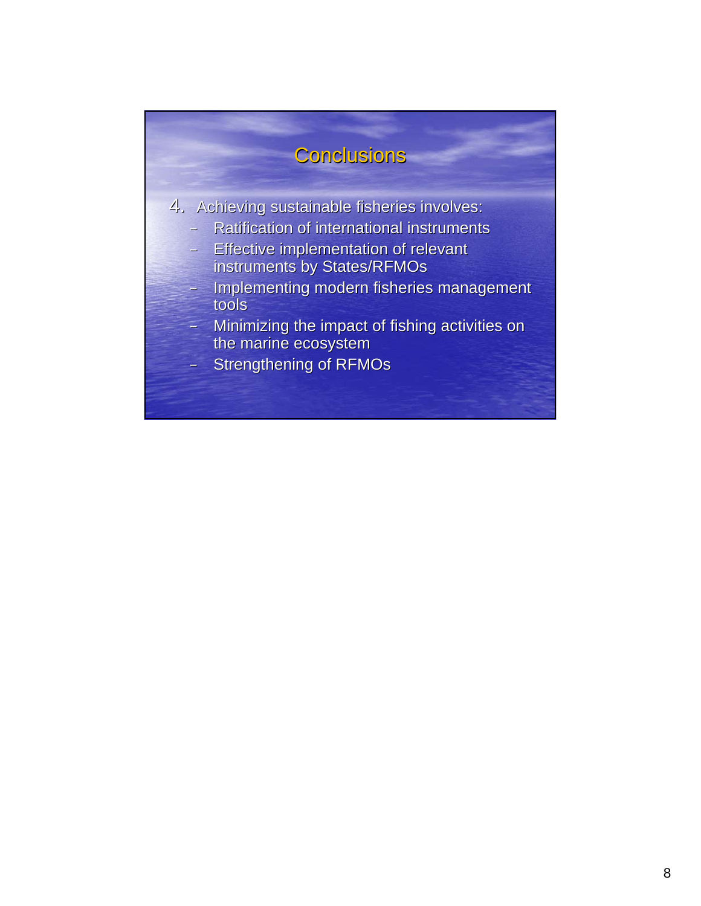# Conclusions

4. Achieving sustainable fisheries involves:
   - Ratification of international instruments
   - Effective implementation of relevant instruments by States/RFMOs
   - Implementing modern fisheries management tools
   - Minimizing the impact of fishing activities on the marine ecosystem
   - Strengthening of RFMOs